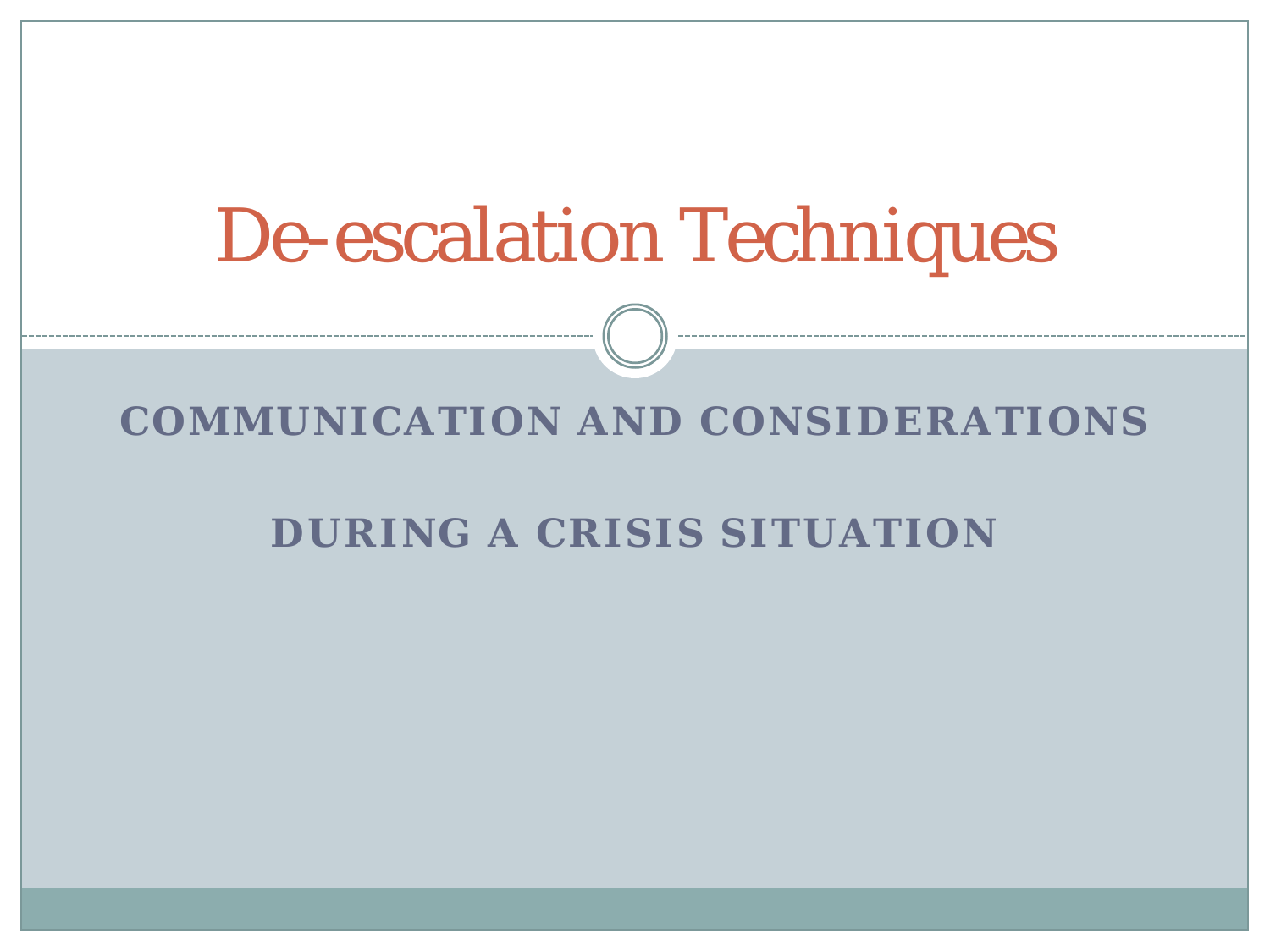# De-escalation Techniques

**COMMUNICATION AND CONSIDERATIONS**

**DURING A CRISIS SITUATION**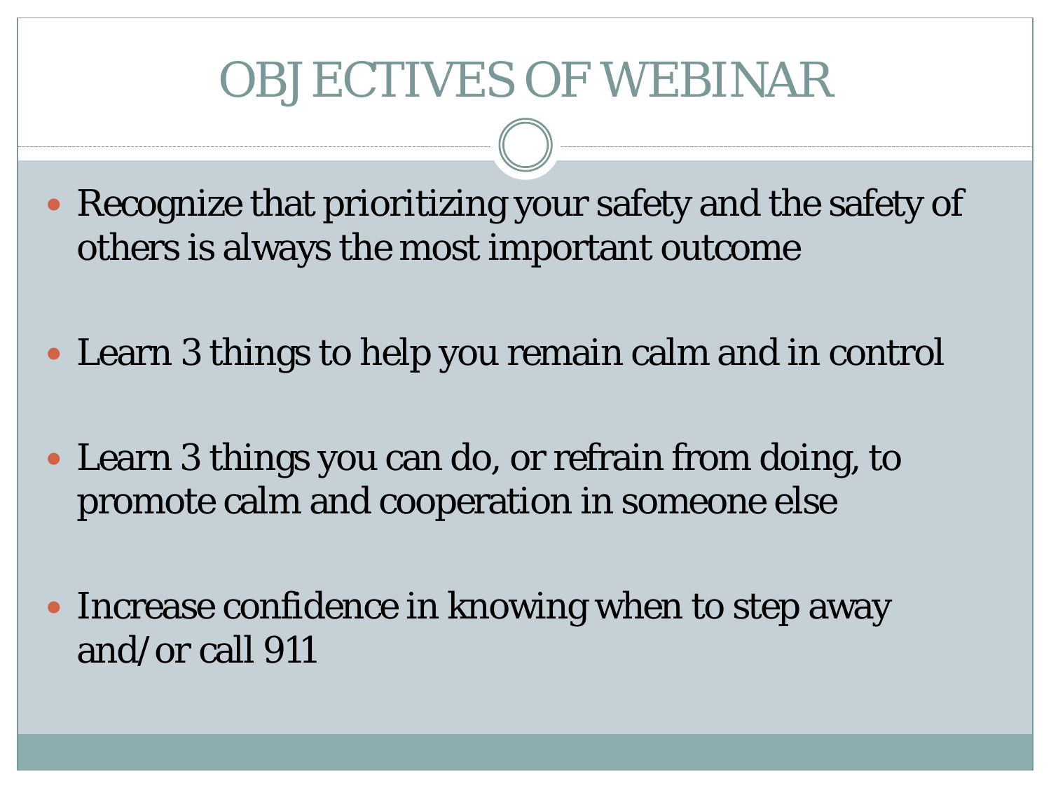# OBJECTIVES OF WEBINAR

- Recognize that prioritizing your safety and the safety of others is always the most important outcome
- Learn 3 things to help you remain calm and in control
- Learn 3 things you can do, or refrain from doing, to promote calm and cooperation in someone else
- Increase confidence in knowing when to step away and/or call 911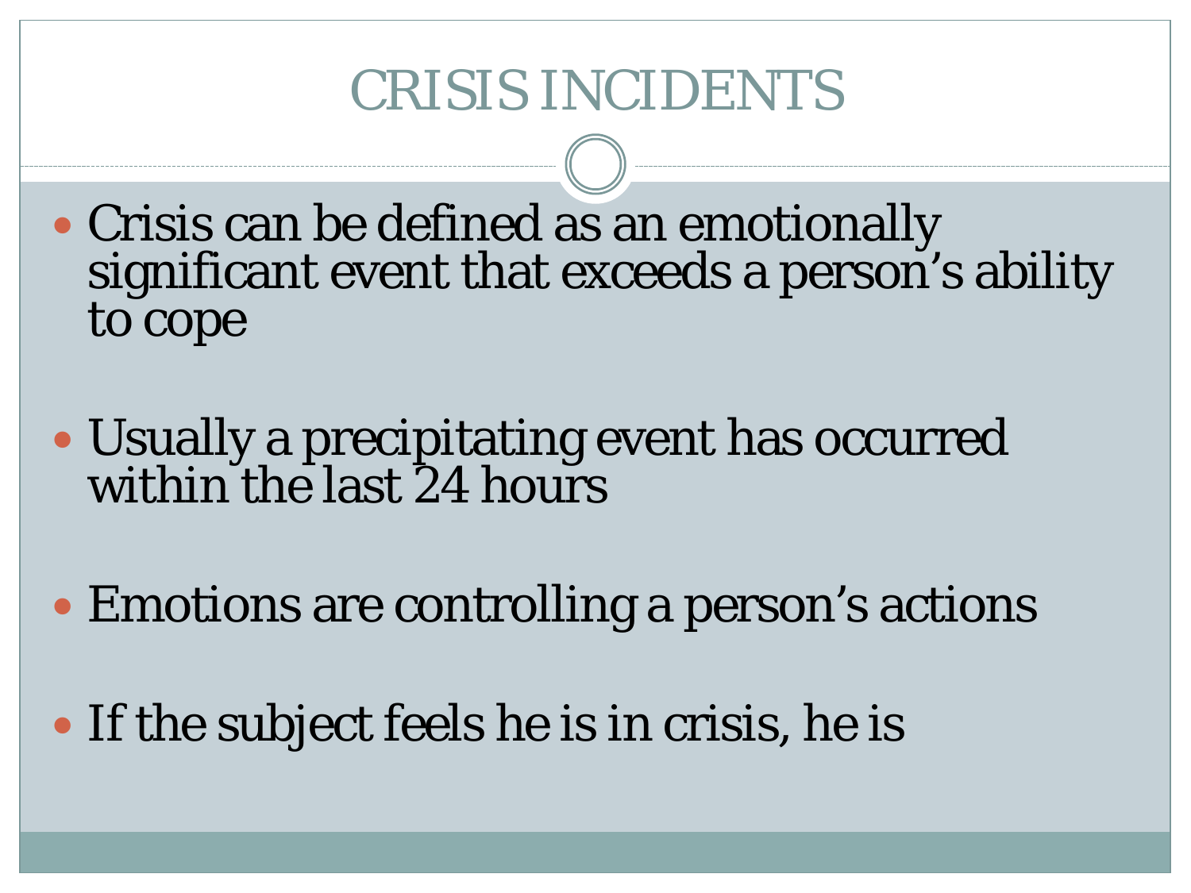# CRISIS INCIDENTS

- Crisis can be defined as an emotionally significant event that exceeds a person’s ability to cope
- Usually a precipitating event has occurred within the last 24 hours
- Emotions are controlling a person’s actions
- If the subject feels he is in crisis, he is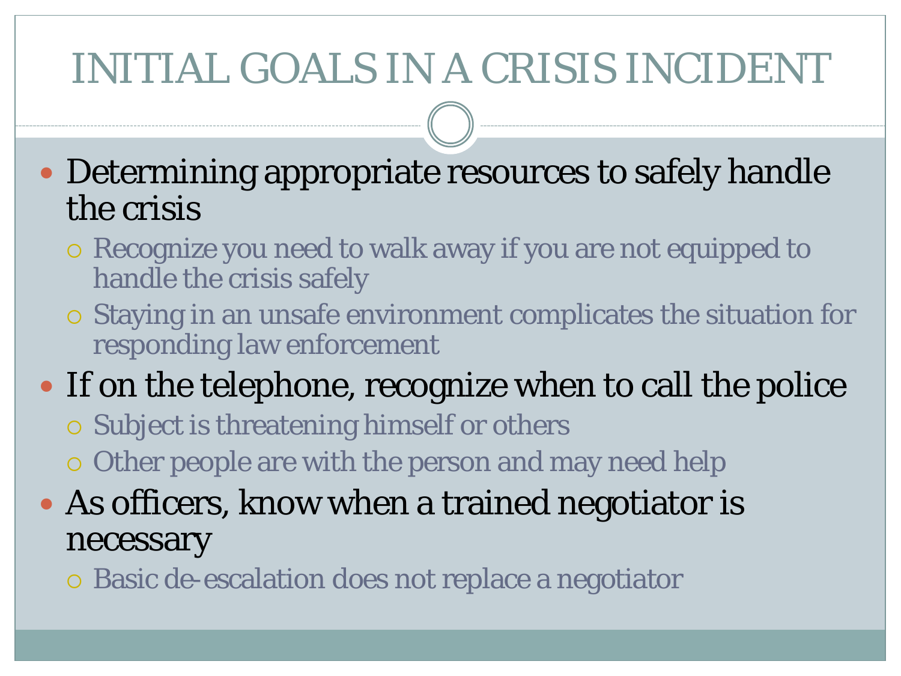# INITIAL GOALS IN A CRISIS INCIDENT

- Determining appropriate resources to safely handle the crisis
  - Recognize you need to walk away if you are not equipped to handle the crisis safely
  - Staying in an unsafe environment complicates the situation for responding law enforcement
- If on the telephone, recognize when to call the police
  - Subject is threatening himself or others
  - Other people are with the person and may need help
- As officers, know when a trained negotiator is necessary
  - Basic de-escalation does not replace a negotiator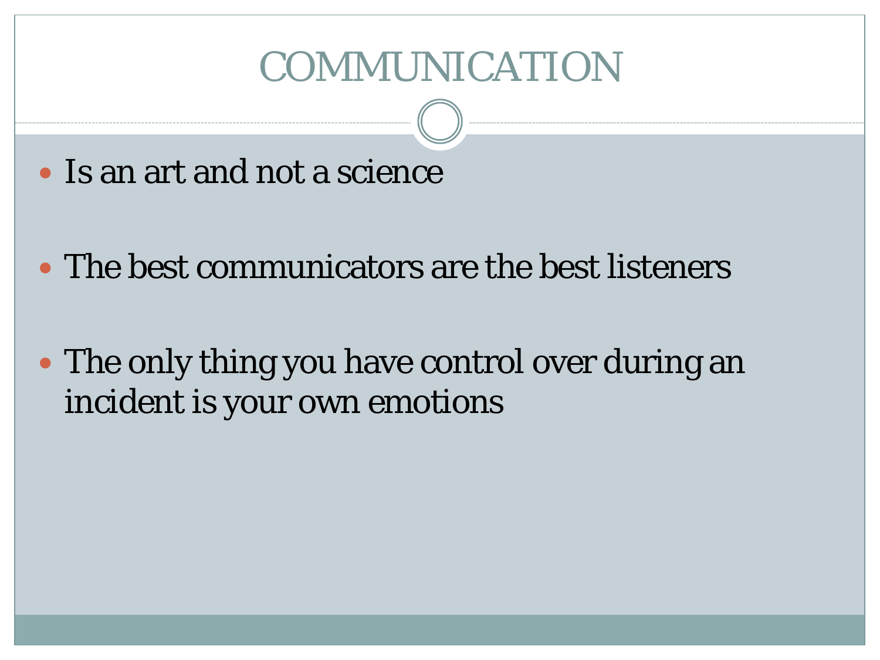# COMMUNICATION

- Is an art and not a science
- The best communicators are the best listeners
- The only thing you have control over during an incident is your own emotions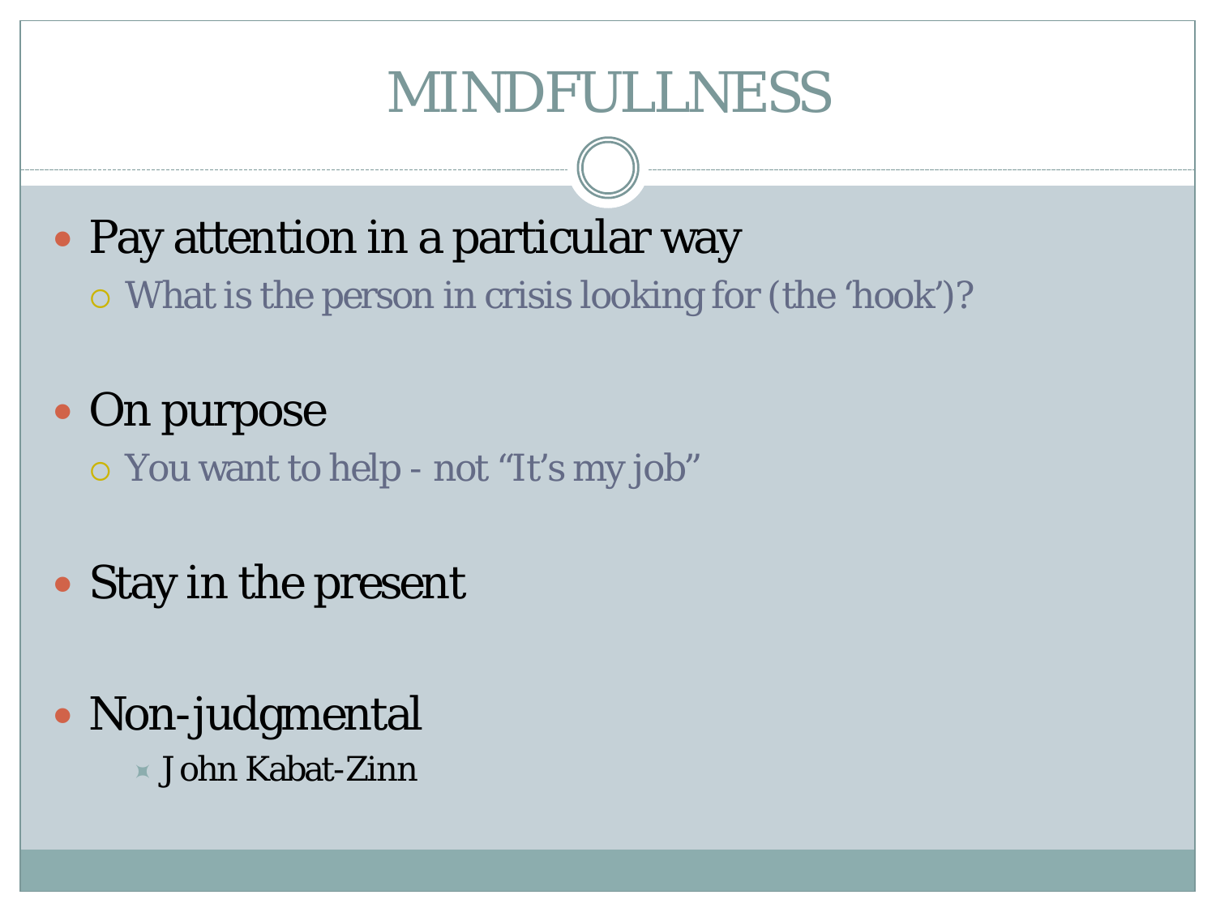# MINDFULLNESS

- Pay attention in a particular way
  - What is the person in crisis looking for (the 'hook')?

- On purpose
  - You want to help - not "It's my job"

- Stay in the present

- Non-judgmental
    - John Kabat-Zinn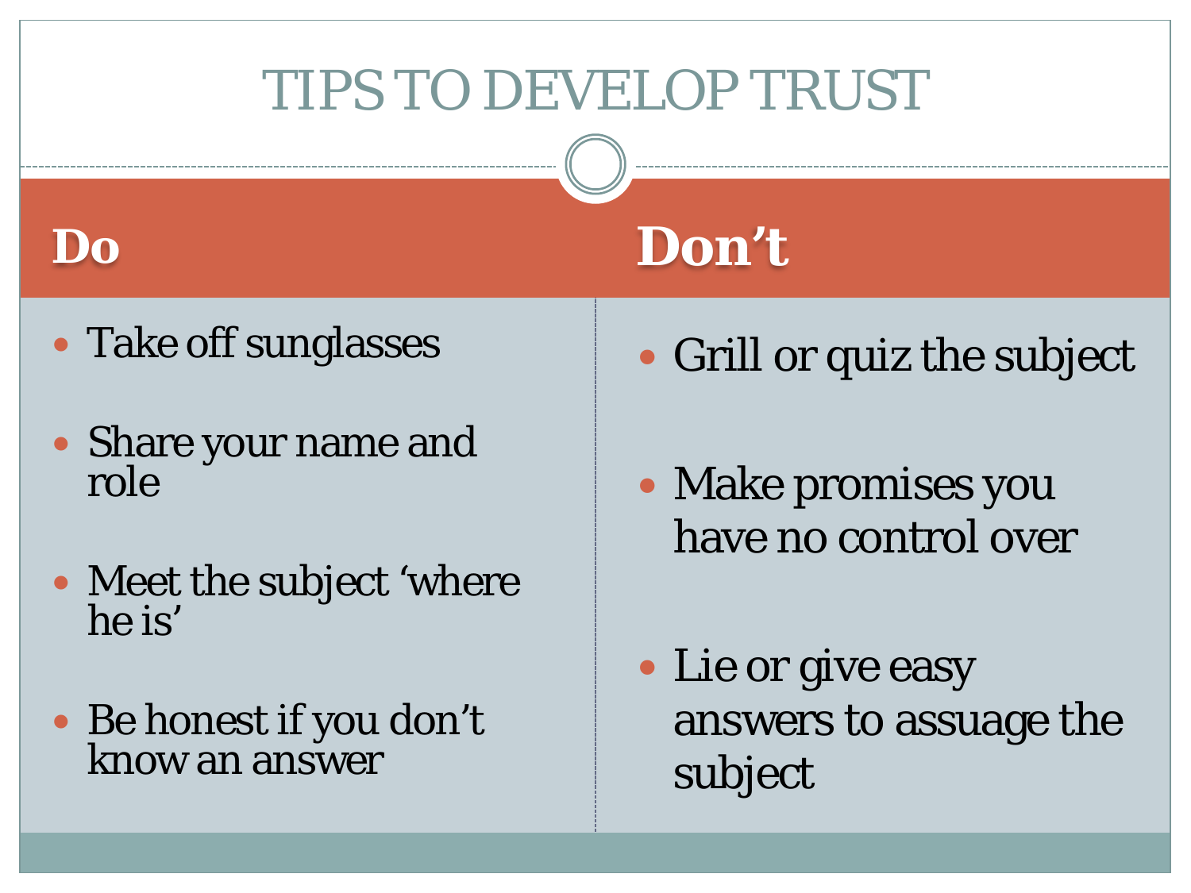# TIPS TO DEVELOP TRUST

| Do | Don't |
| --- | --- |
| Take off sunglasses | Grill or quiz the subject |
| Share your name and role | Make promises you have no control over |
| Meet the subject 'where he is' | Lie or give easy answers to assuage the subject |
| Be honest if you don't know an answer | |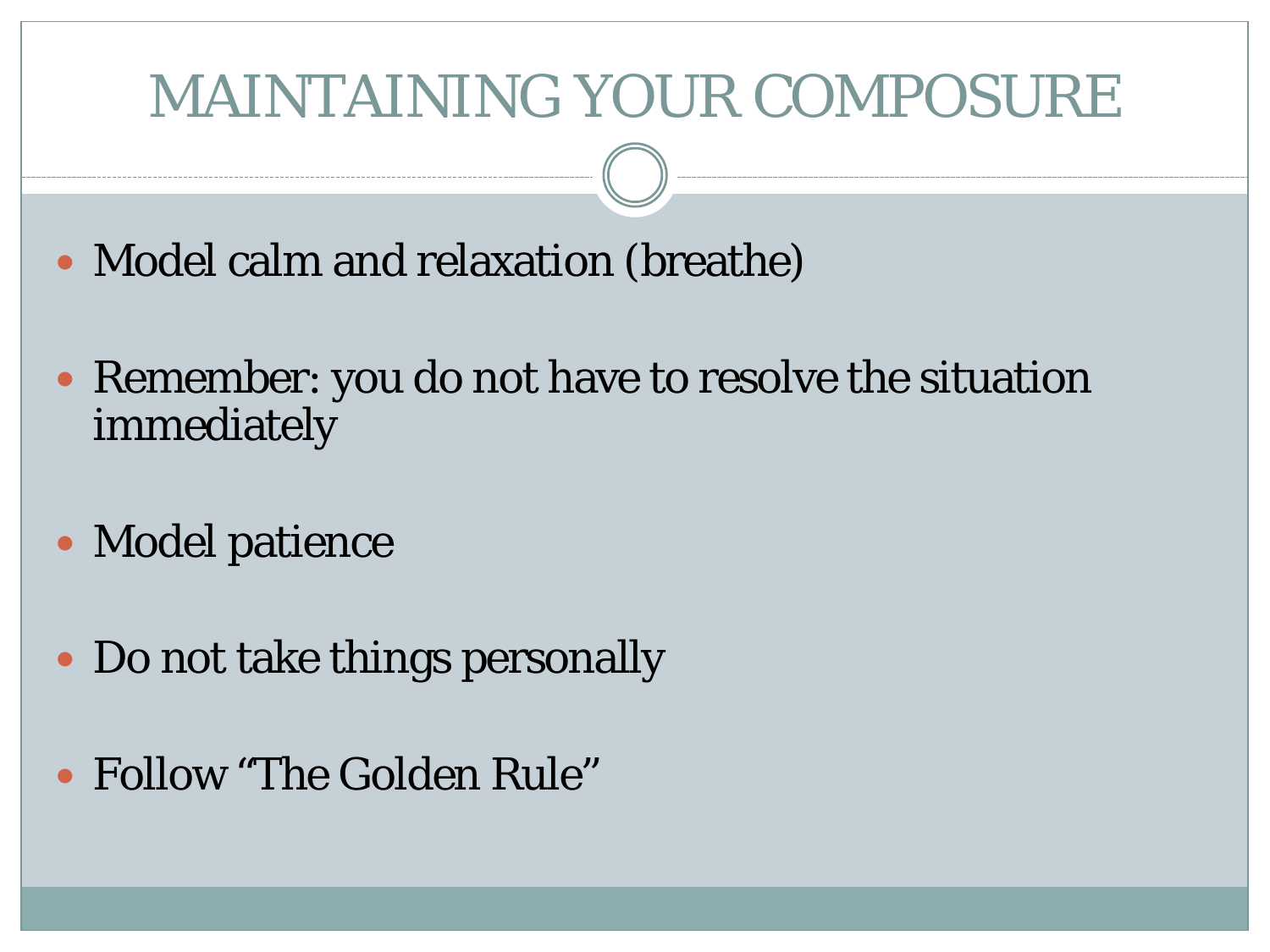# MAINTAINING YOUR COMPOSURE

- Model calm and relaxation (breathe)
- Remember: you do not have to resolve the situation immediately
- Model patience
- Do not take things personally
- Follow "The Golden Rule"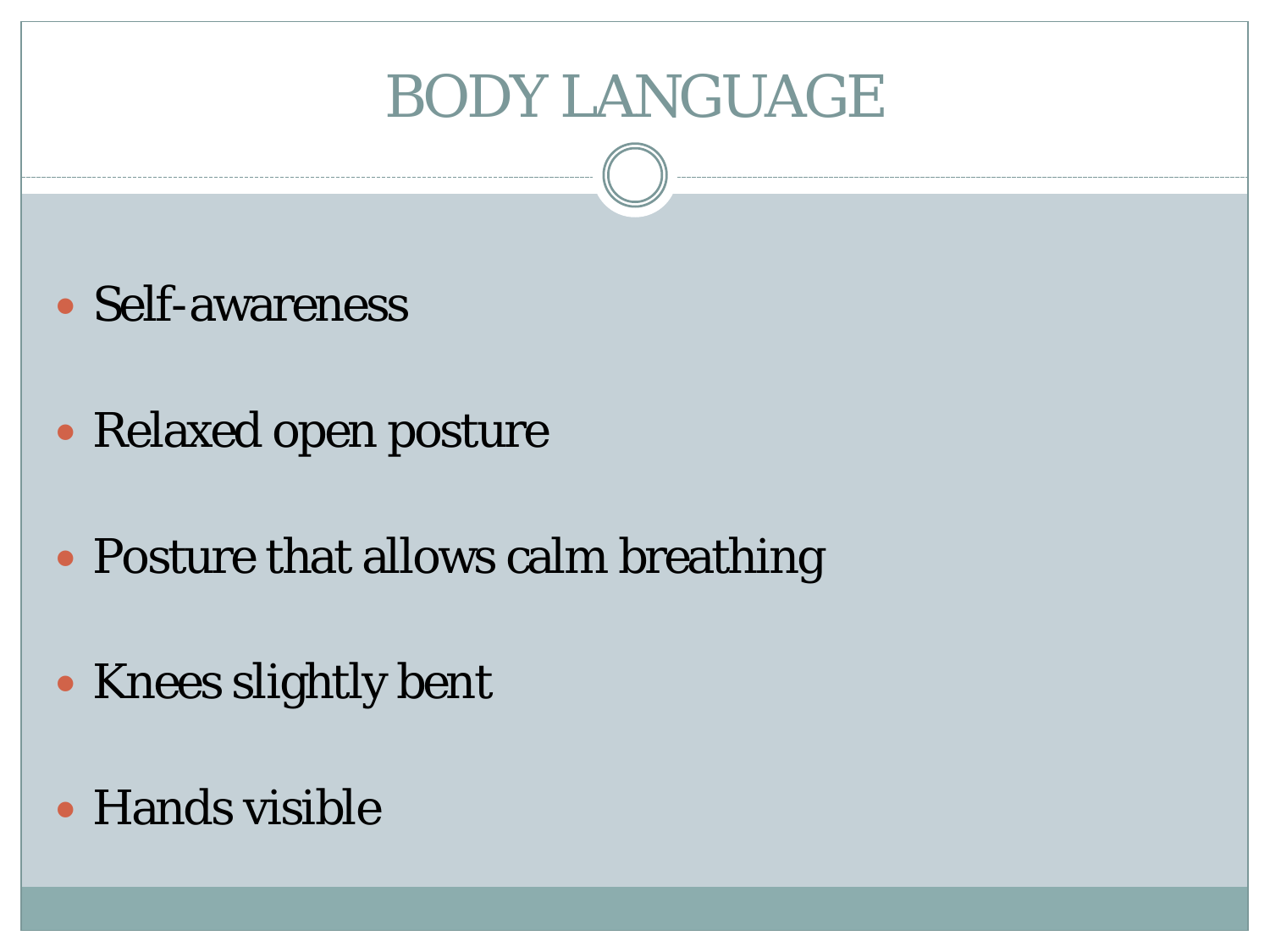# BODY LANGUAGE

- Self-awareness
- Relaxed open posture
- Posture that allows calm breathing
- Knees slightly bent
- Hands visible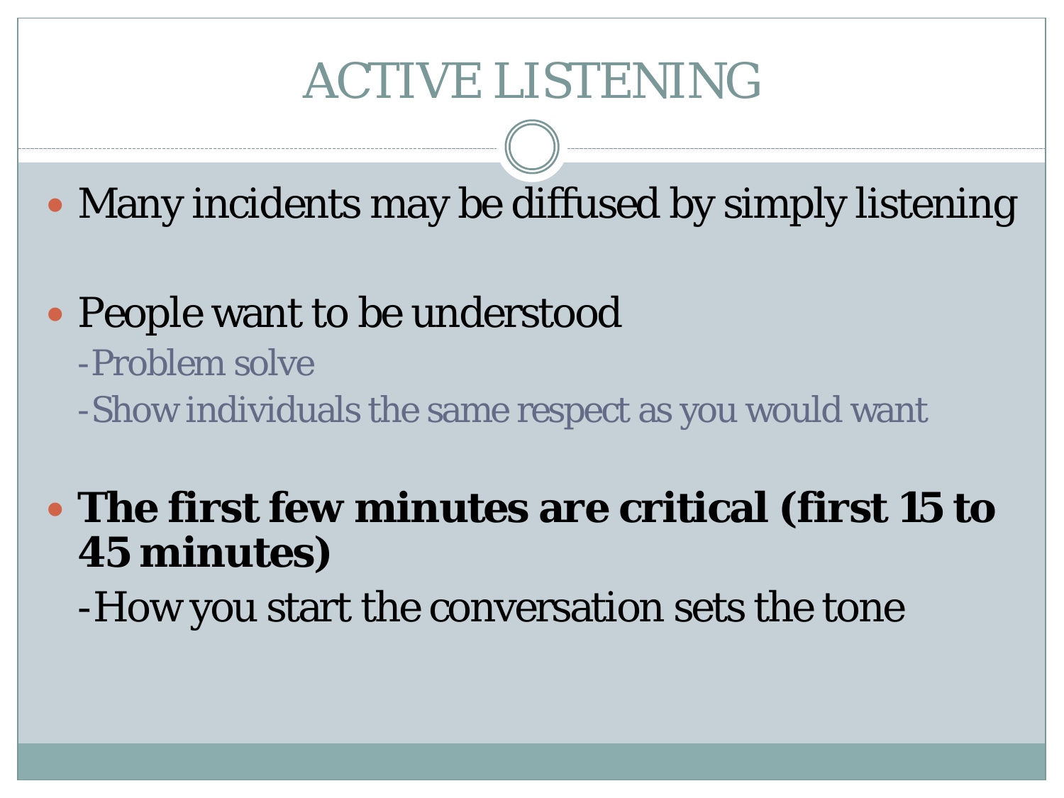# ACTIVE LISTENING

- Many incidents may be diffused by simply listening
- People want to be understood
  - -Problem solve
  - -Show individuals the same respect as you would want
- **The first few minutes are critical (first 15 to 45 minutes)**
  - -How you start the conversation sets the tone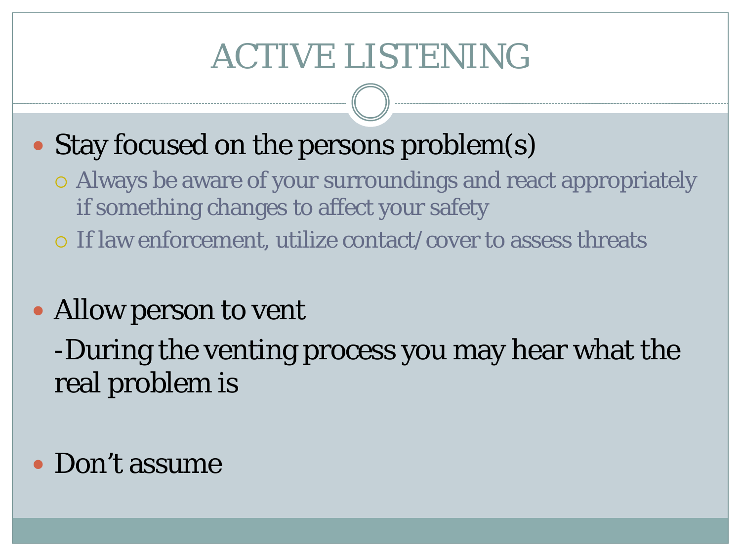# ACTIVE LISTENING

- Stay focused on the persons problem(s)
  - Always be aware of your surroundings and react appropriately if something changes to affect your safety
  - If law enforcement, utilize contact/cover to assess threats

- Allow person to vent

  -During the venting process you may hear what the real problem is

- Don't assume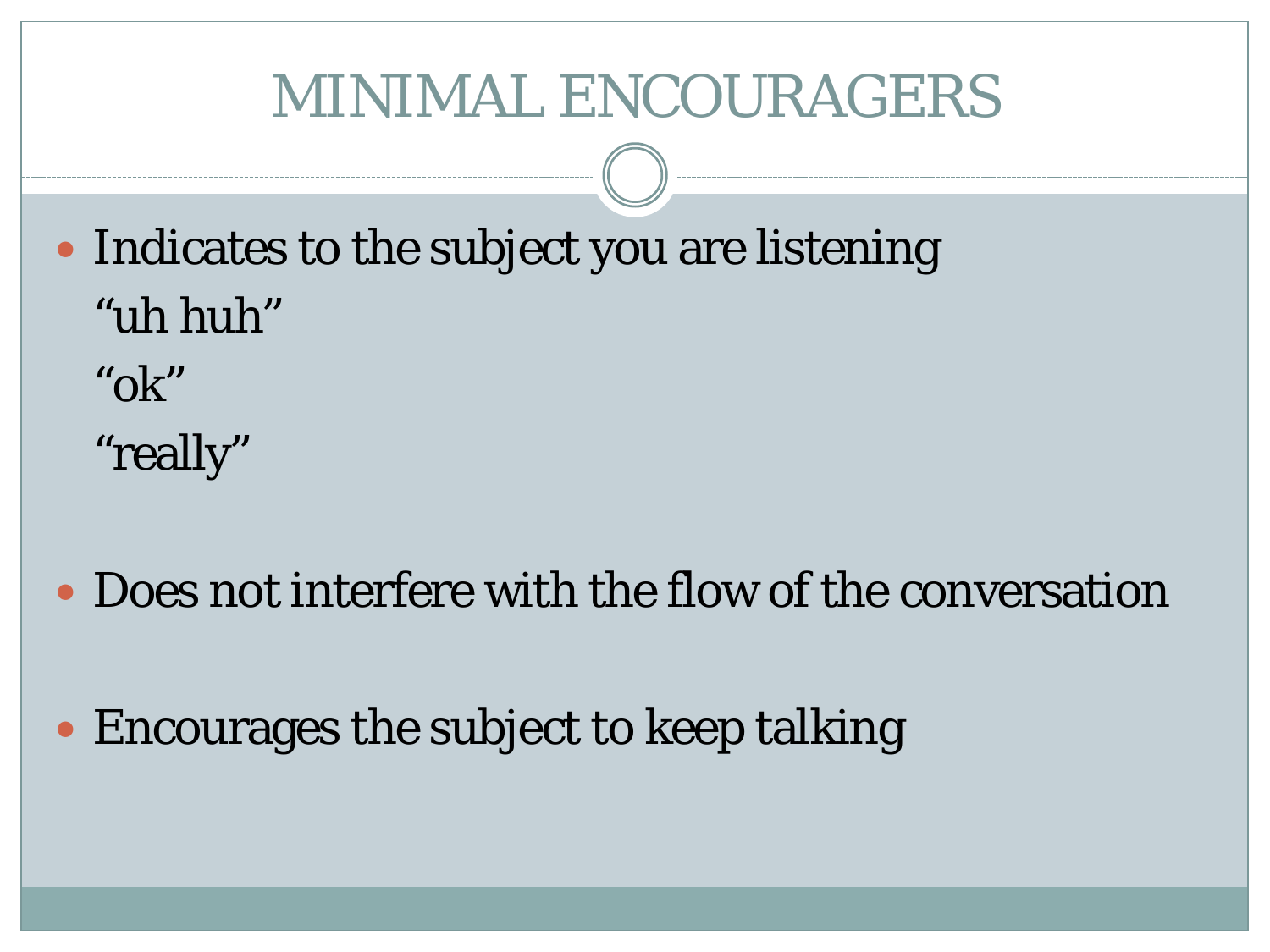# MINIMAL ENCOURAGERS

- Indicates to the subject you are listening

  “uh huh”

  “ok”

  “really”

- Does not interfere with the flow of the conversation

- Encourages the subject to keep talking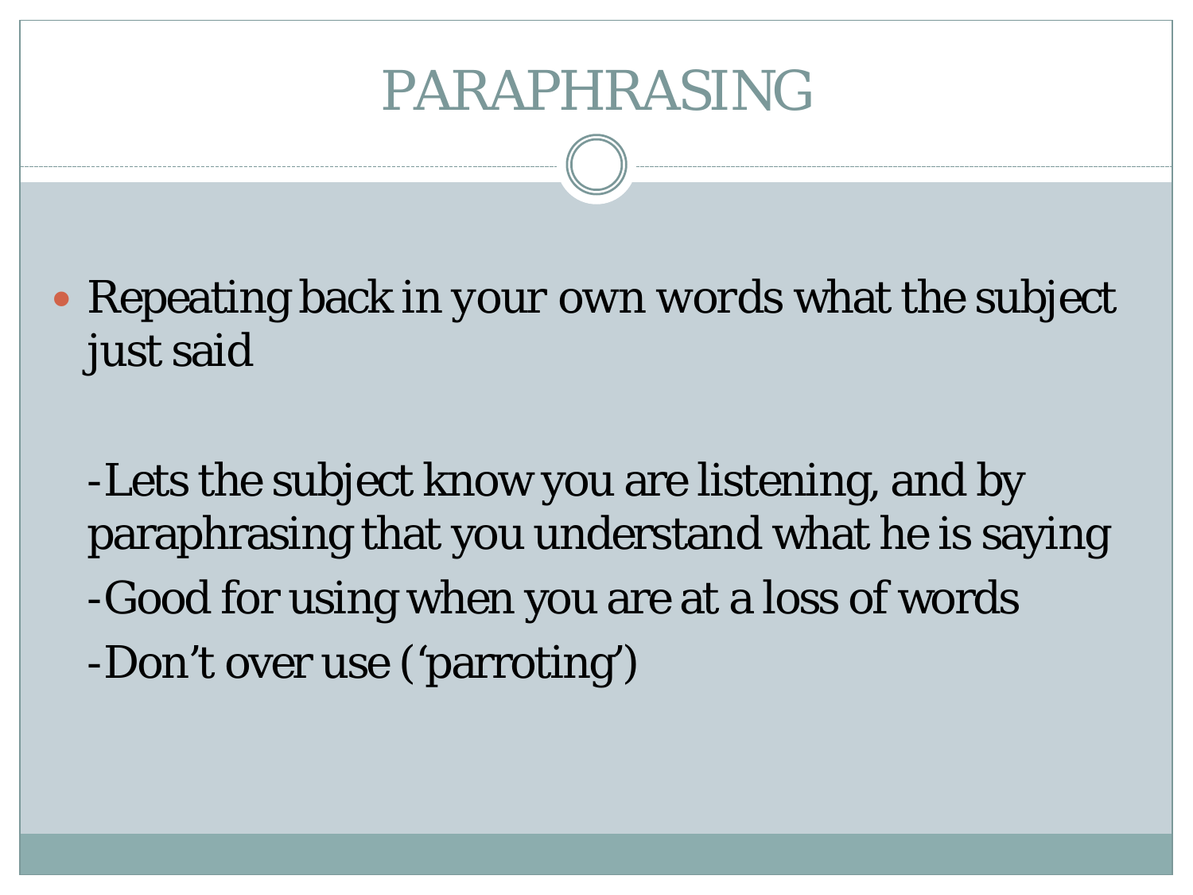# PARAPHRASING

- Repeating back in your own words what the subject just said

  -Lets the subject know you are listening, and by paraphrasing that you understand what he is saying

  -Good for using when you are at a loss of words

  -Don't over use ('parroting')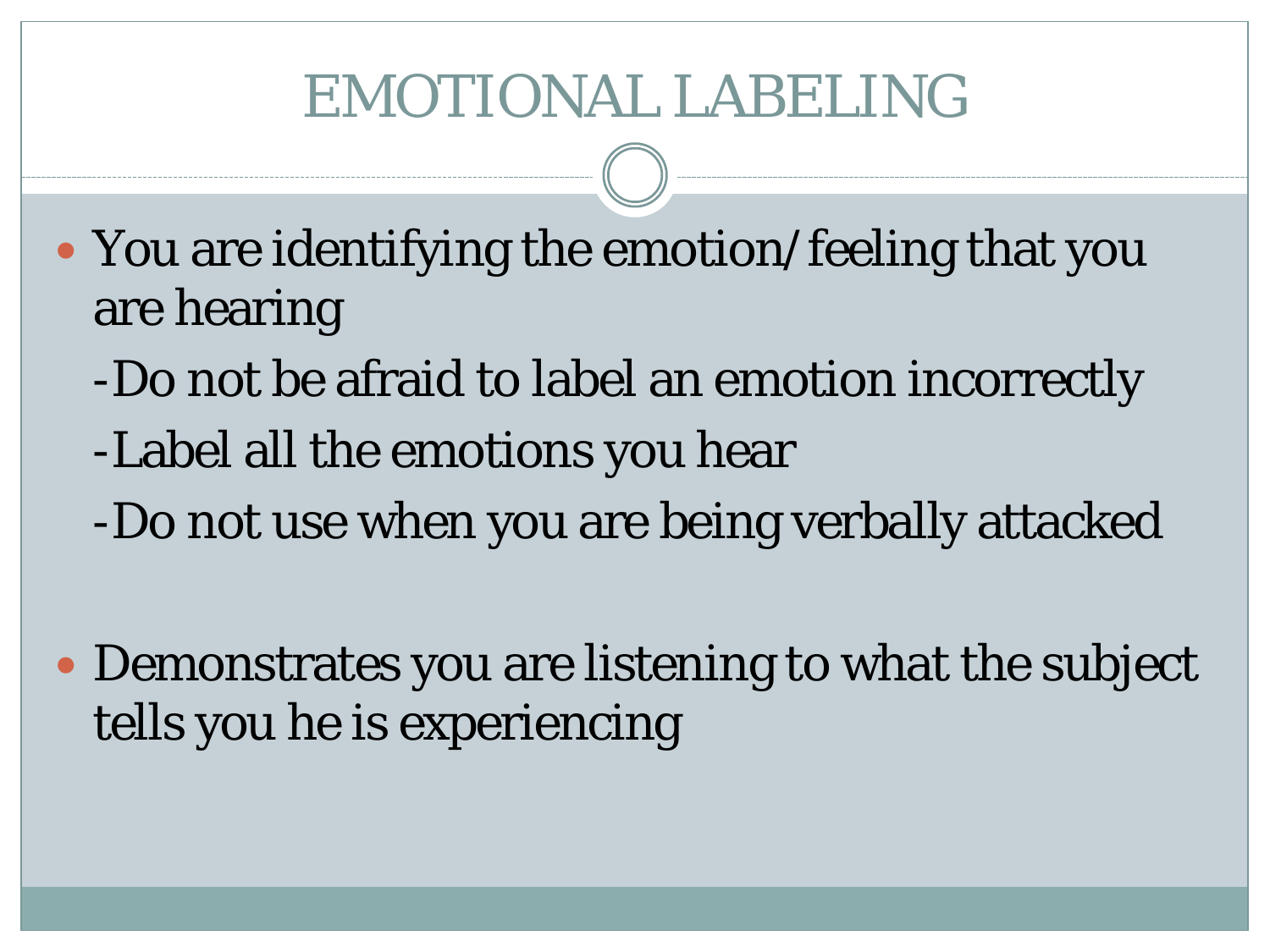# EMOTIONAL LABELING

- You are identifying the emotion/feeling that you are hearing

  -Do not be afraid to label an emotion incorrectly

  -Label all the emotions you hear

  -Do not use when you are being verbally attacked

- Demonstrates you are listening to what the subject tells you he is experiencing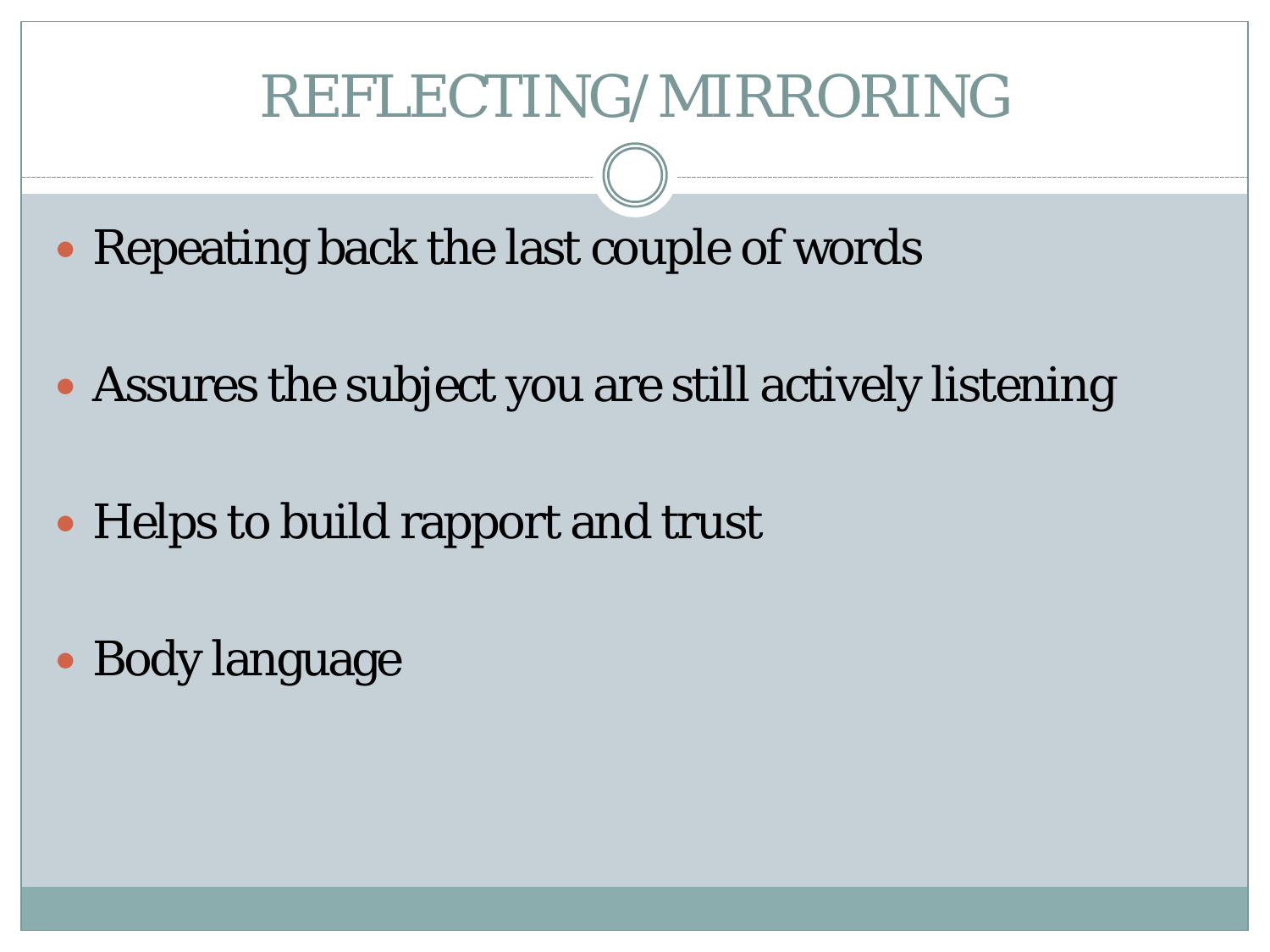# REFLECTING/MIRRORING

- Repeating back the last couple of words
- Assures the subject you are still actively listening
- Helps to build rapport and trust
- Body language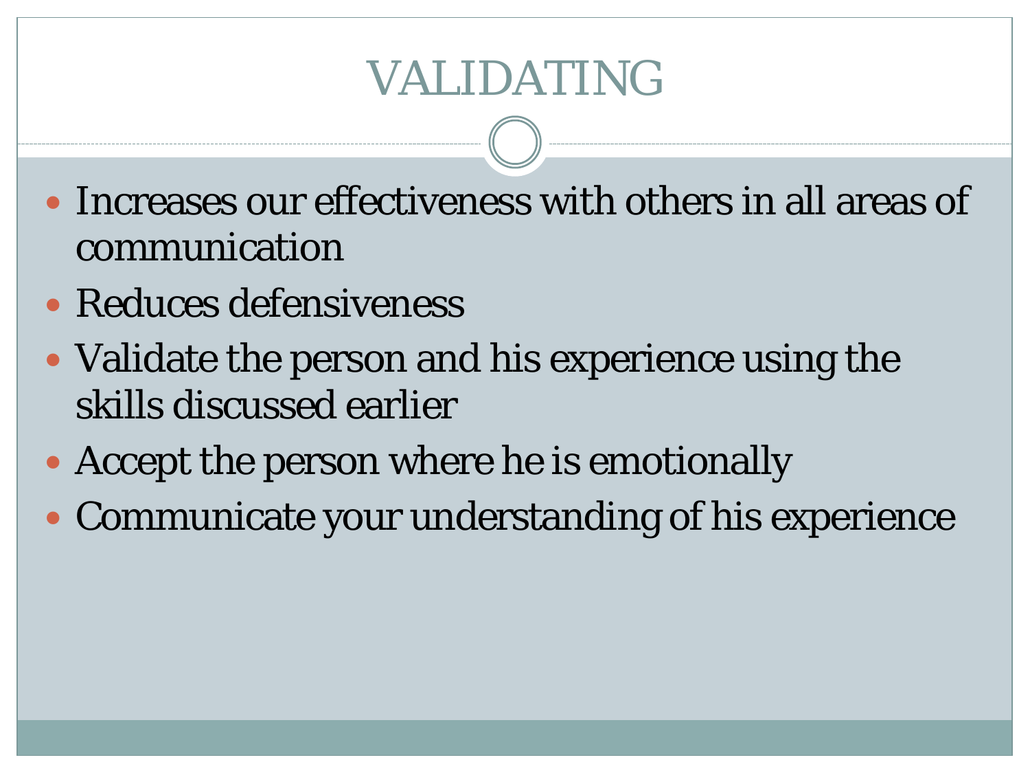# VALIDATING

- Increases our effectiveness with others in all areas of communication
- Reduces defensiveness
- Validate the person and his experience using the skills discussed earlier
- Accept the person where he is emotionally
- Communicate your understanding of his experience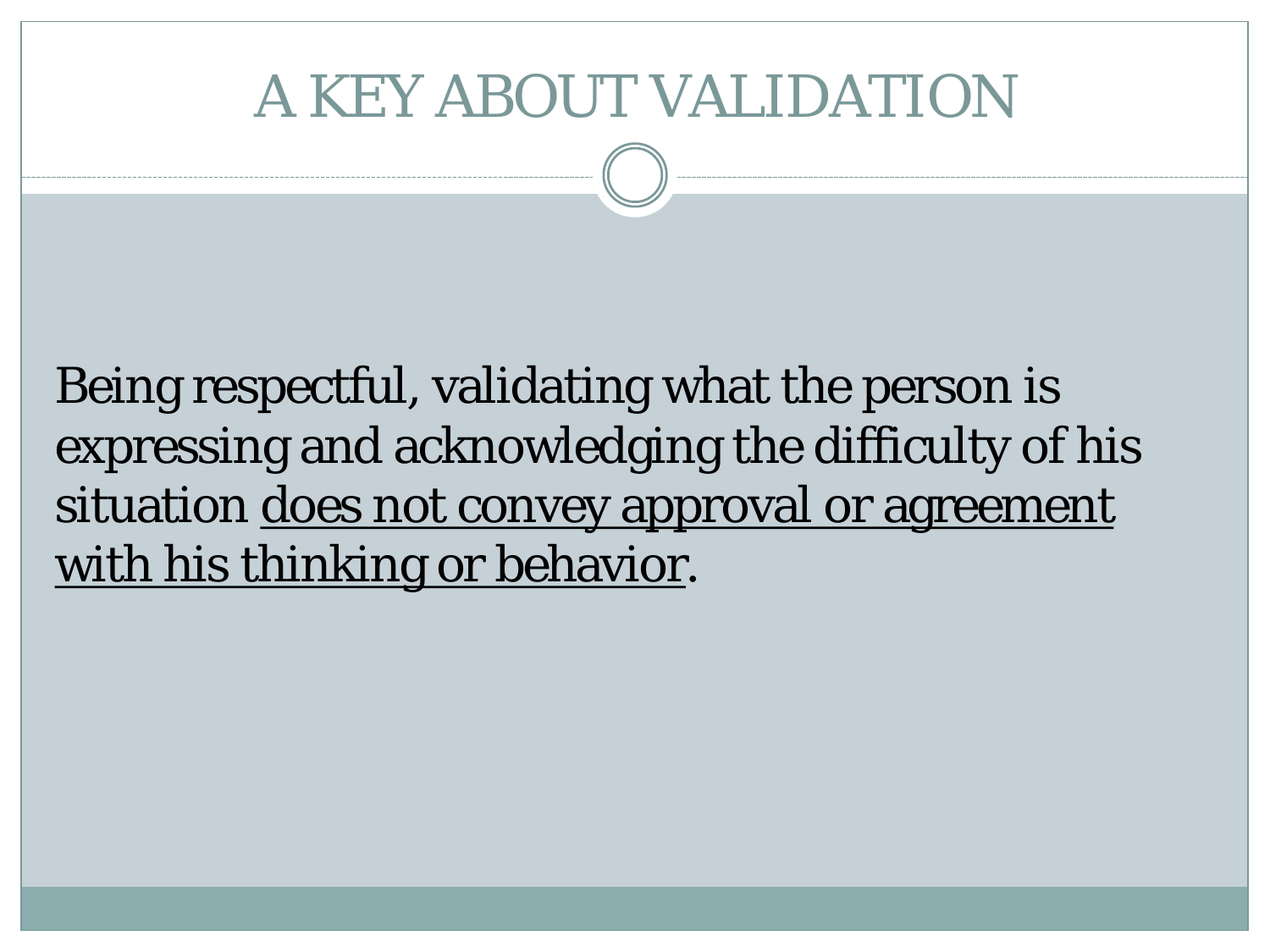# A KEY ABOUT VALIDATION

Being respectful, validating what the person is expressing and acknowledging the difficulty of his situation <u>does not convey approval or agreement with his thinking or behavior</u>.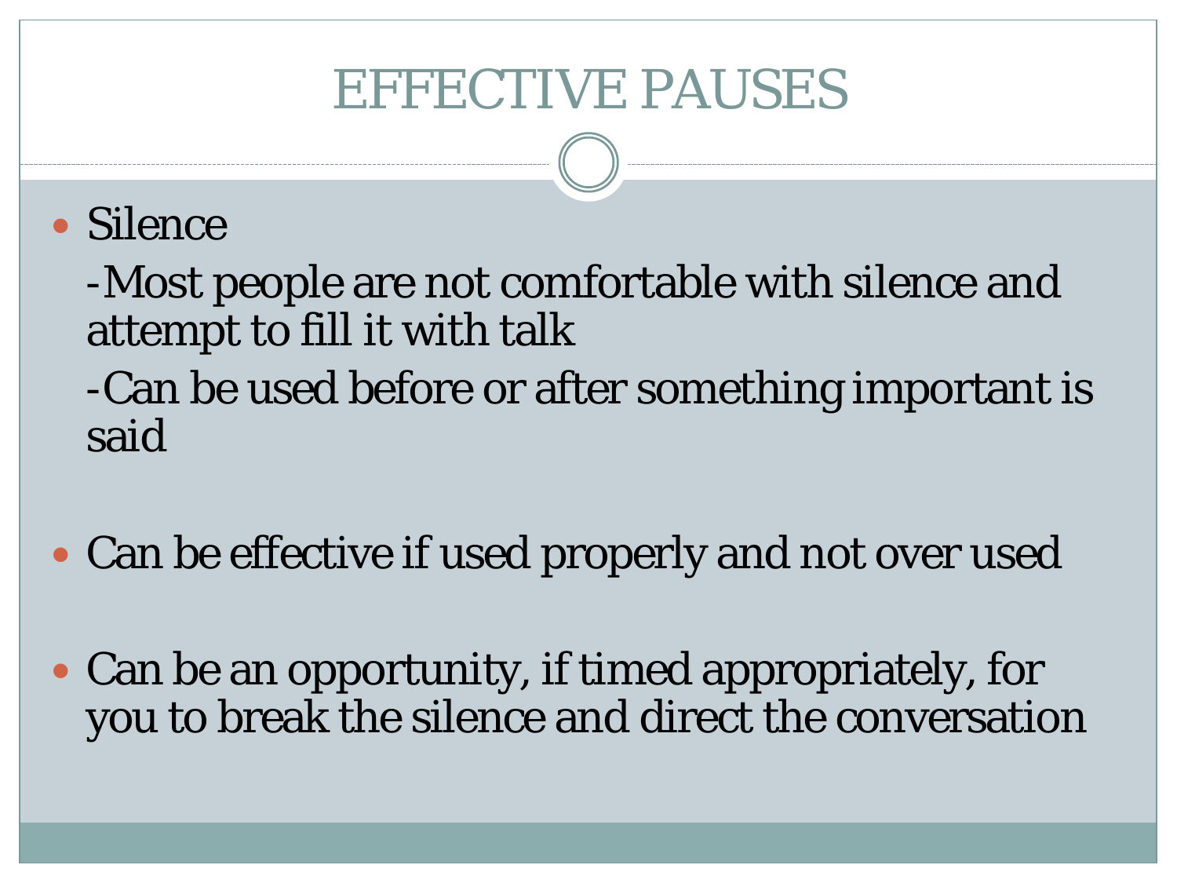# EFFECTIVE PAUSES

- Silence

  -Most people are not comfortable with silence and attempt to fill it with talk

  -Can be used before or after something important is said

- Can be effective if used properly and not over used

- Can be an opportunity, if timed appropriately, for you to break the silence and direct the conversation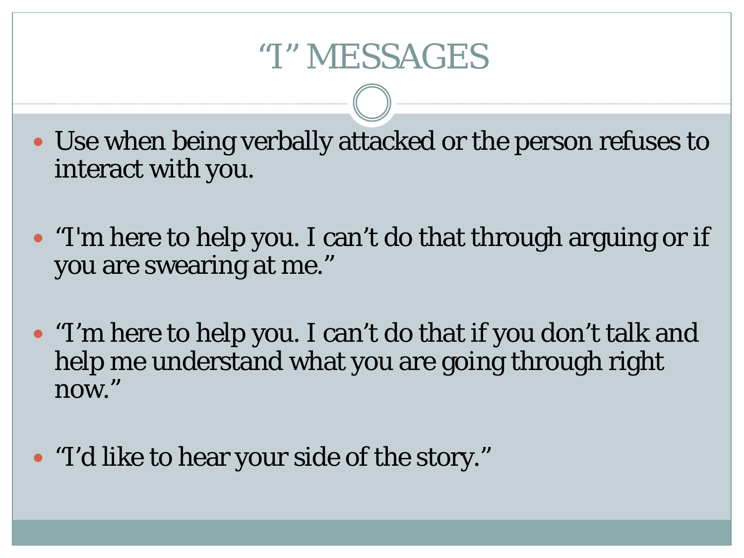# "I" MESSAGES

- Use when being verbally attacked or the person refuses to interact with you.
- "I'm here to help you. I can't do that through arguing or if you are swearing at me."
- "I'm here to help you. I can't do that if you don't talk and help me understand what you are going through right now."
- "I'd like to hear your side of the story."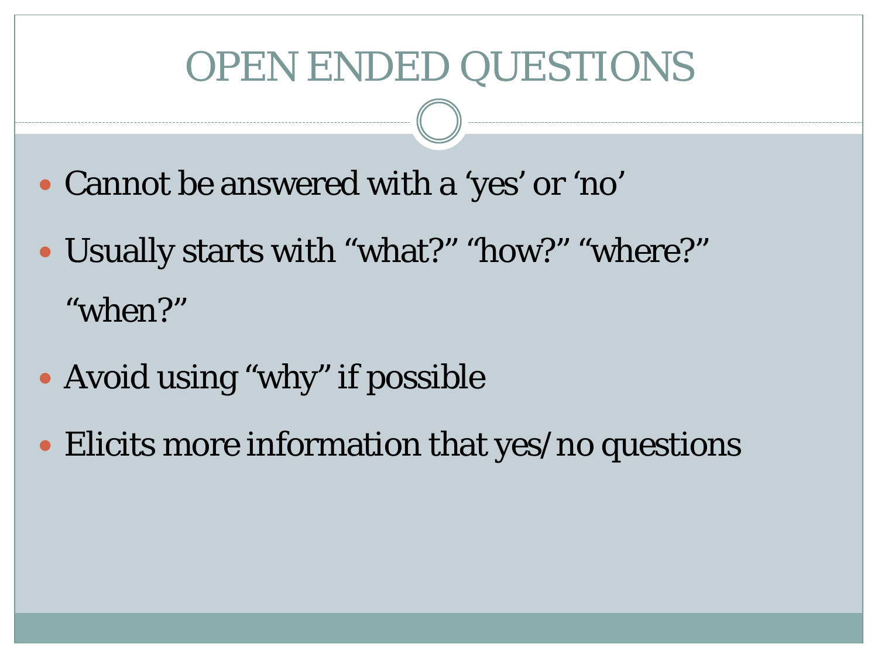# OPEN ENDED QUESTIONS

- Cannot be answered with a ‘yes’ or ‘no’
- Usually starts with “what?” “how?” “where?” “when?”
- Avoid using “why” if possible
- Elicits more information that yes/no questions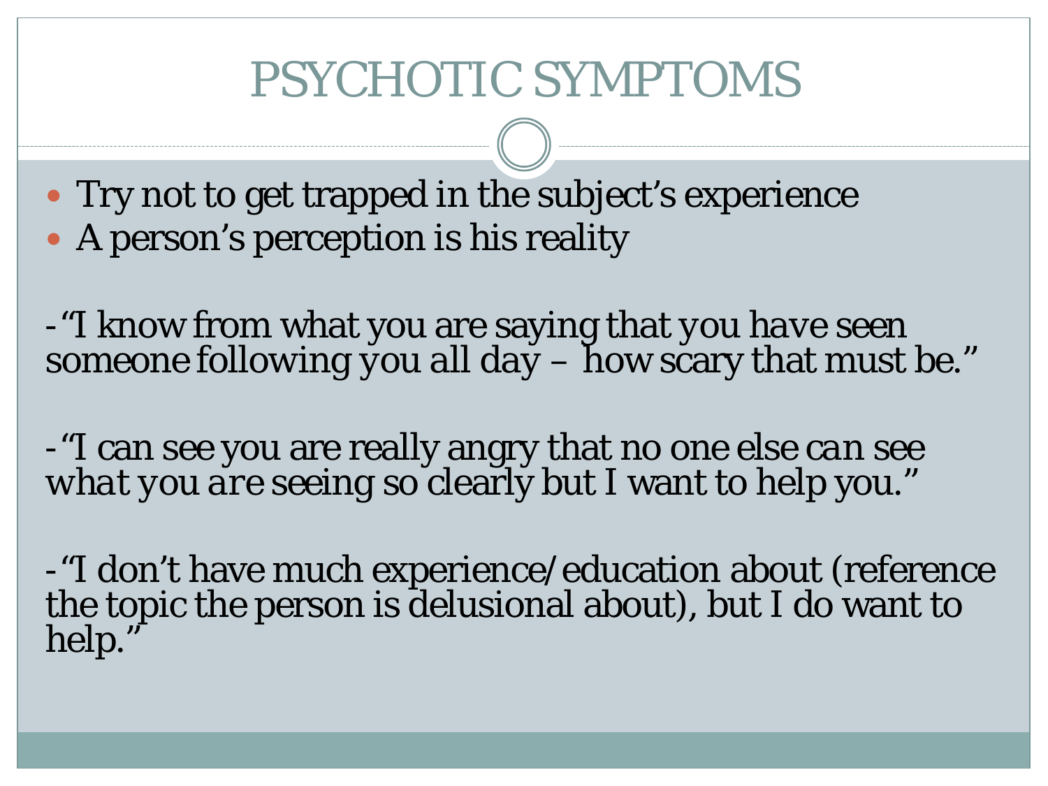# PSYCHOTIC SYMPTOMS

- Try not to get trapped in the subject's experience
- A person's perception is his reality

-"I know from what you are saying that you have seen someone following you all day – how scary that must be."

-"I can see you are really angry that no one else can see what you are seeing so clearly but I want to help you."

-"I don't have much experience/education about (reference the topic the person is delusional about), but I do want to help."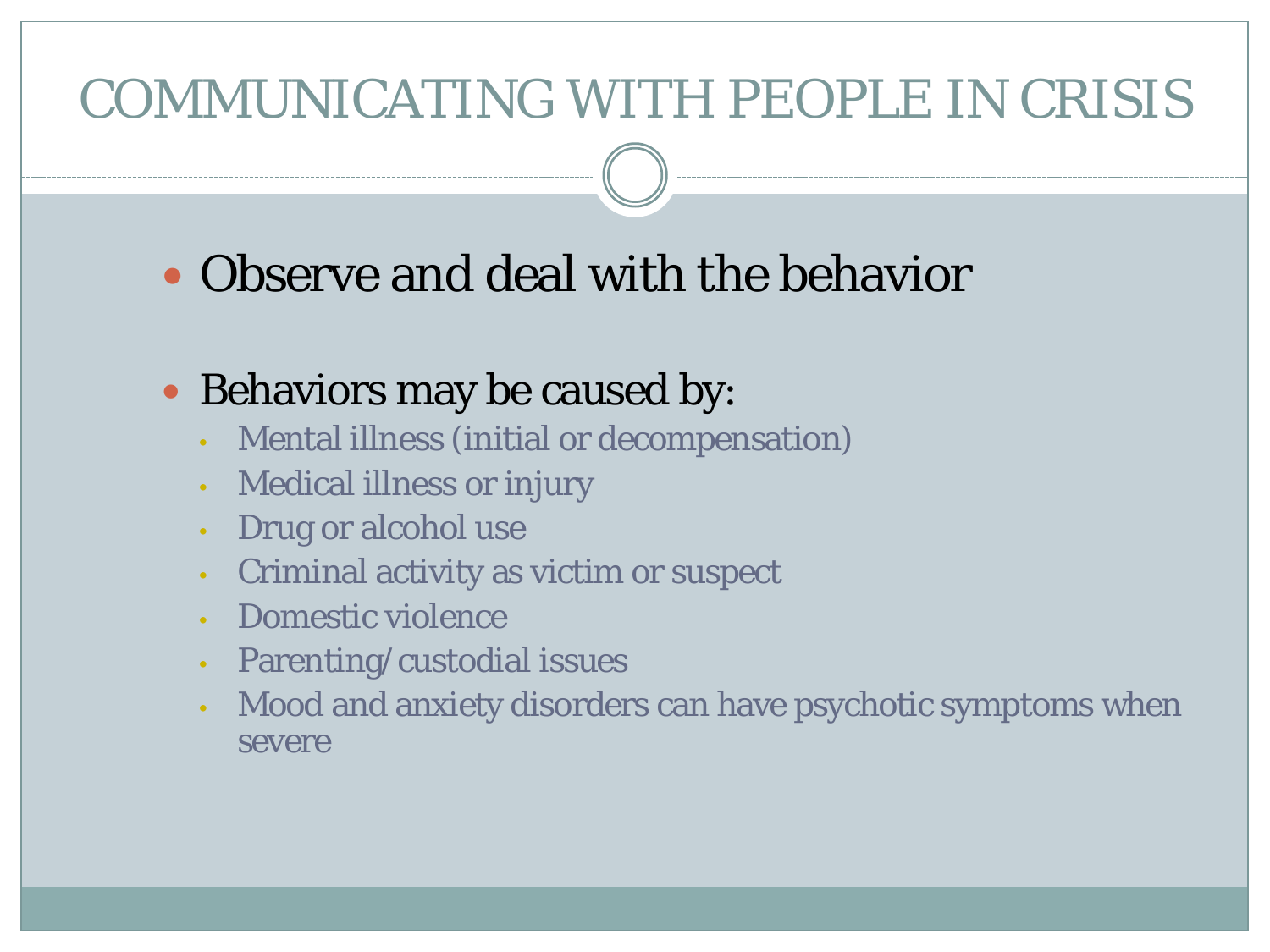# COMMUNICATING WITH PEOPLE IN CRISIS

- Observe and deal with the behavior

- Behaviors may be caused by:
  - Mental illness (initial or decompensation)
  - Medical illness or injury
  - Drug or alcohol use
  - Criminal activity as victim or suspect
  - Domestic violence
  - Parenting/custodial issues
  - Mood and anxiety disorders can have psychotic symptoms when severe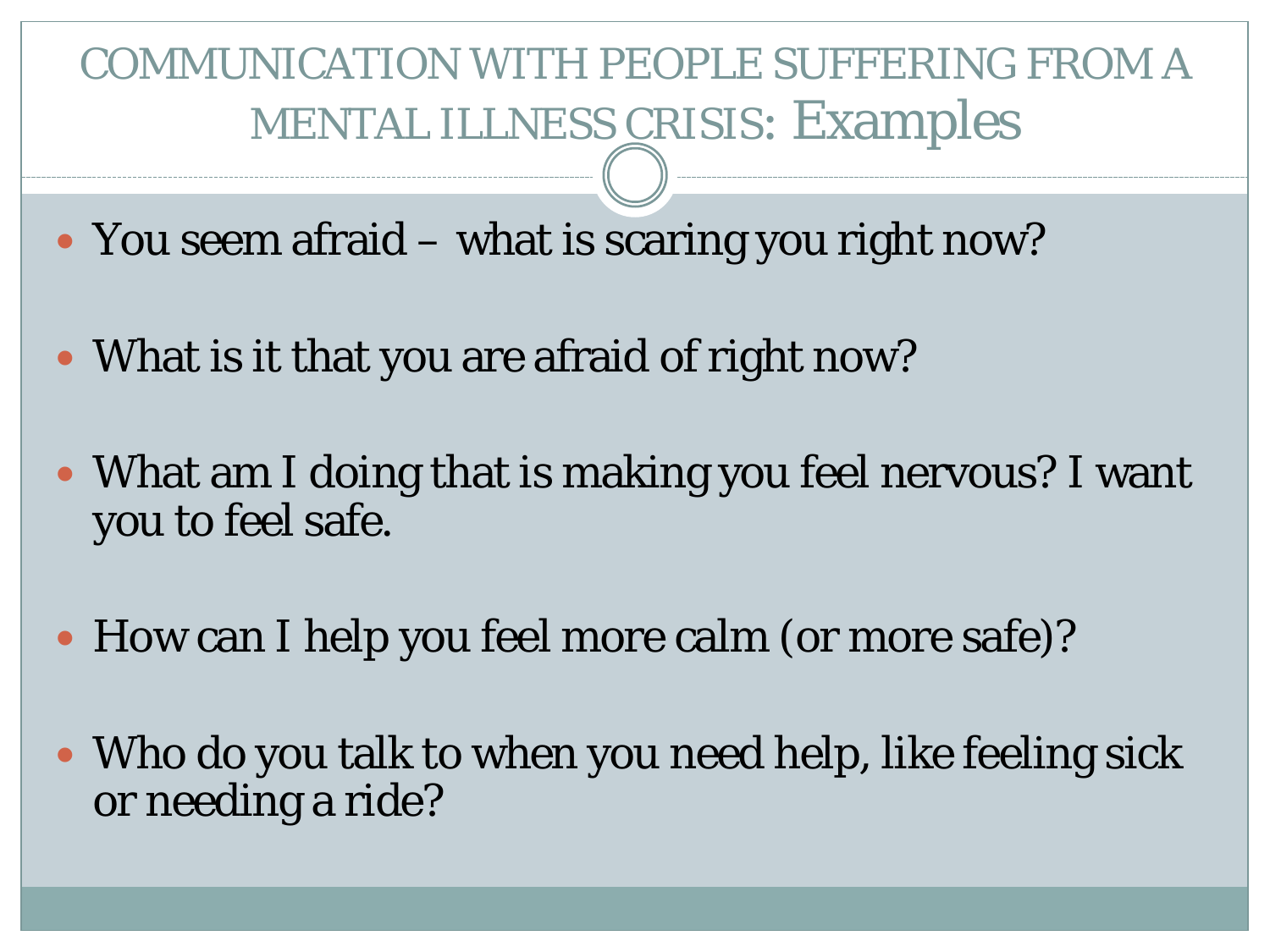# COMMUNICATION WITH PEOPLE SUFFERING FROM A MENTAL ILLNESS CRISIS: Examples

- You seem afraid – what is scaring you right now?
- What is it that you are afraid of right now?
- What am I doing that is making you feel nervous? I want you to feel safe.
- How can I help you feel more calm (or more safe)?
- Who do you talk to when you need help, like feeling sick or needing a ride?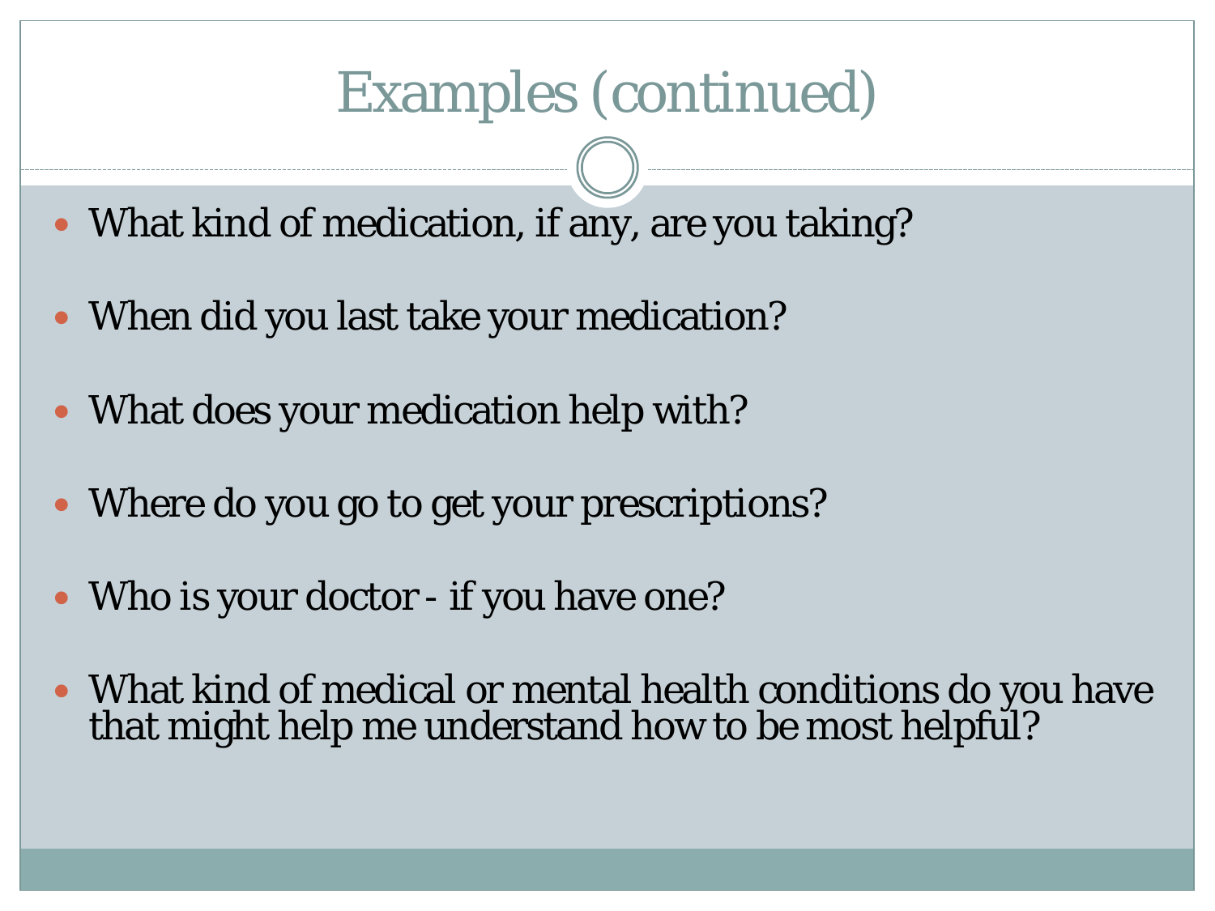# Examples (continued)

- What kind of medication, if any, are you taking?
- When did you last take your medication?
- What does your medication help with?
- Where do you go to get your prescriptions?
- Who is your doctor - if you have one?
- What kind of medical or mental health conditions do you have that might help me understand how to be most helpful?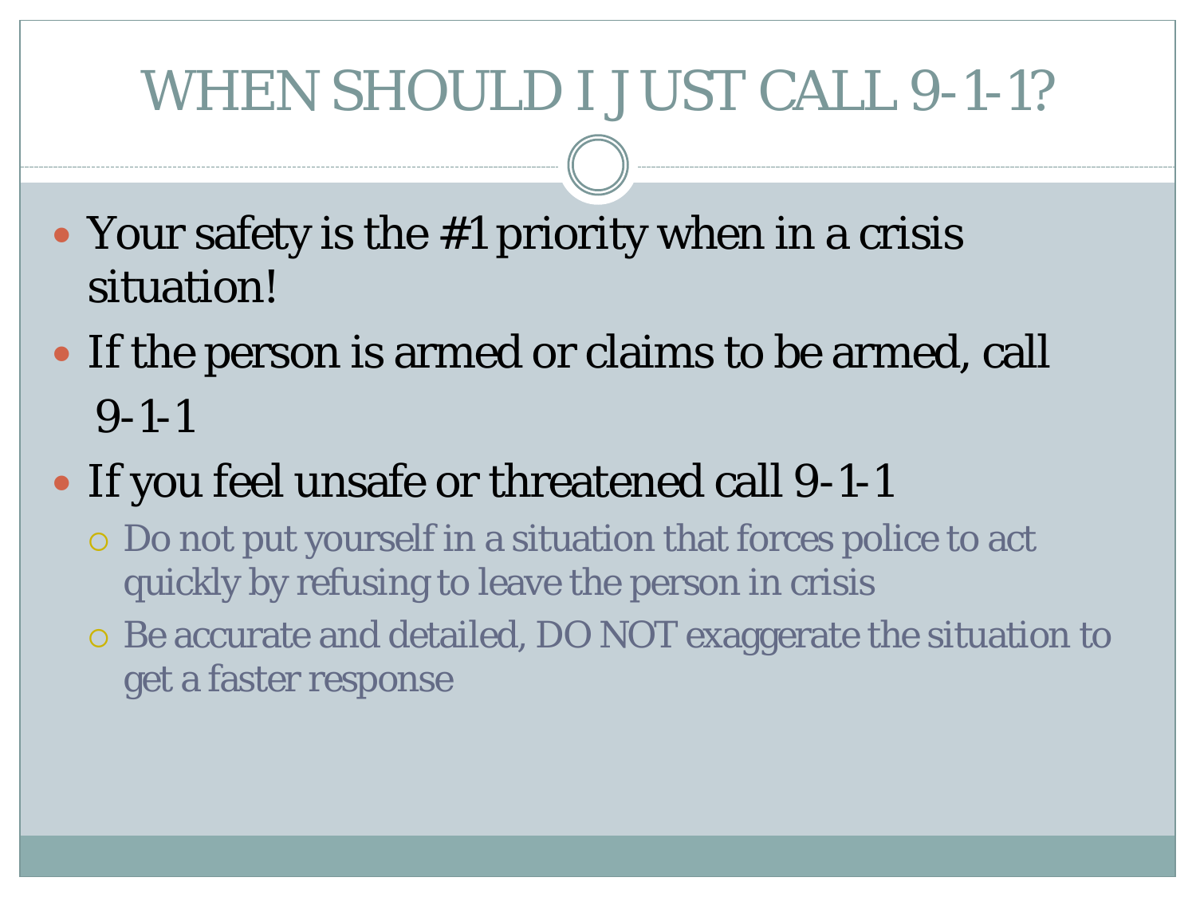# WHEN SHOULD I JUST CALL 9-1-1?

- Your safety is the #1 priority when in a crisis situation!
- If the person is armed or claims to be armed, call 9-1-1
- If you feel unsafe or threatened call 9-1-1
  - Do not put yourself in a situation that forces police to act quickly by refusing to leave the person in crisis
  - Be accurate and detailed, DO NOT exaggerate the situation to get a faster response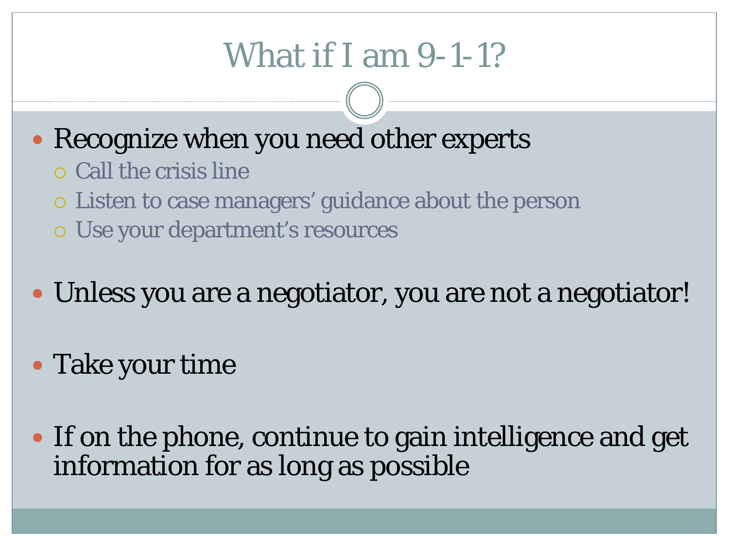# What if I am 9-1-1?

- Recognize when you need other experts
  - Call the crisis line
  - Listen to case managers' guidance about the person
  - Use your department's resources
- Unless you are a negotiator, you are not a negotiator!
- Take your time
- If on the phone, continue to gain intelligence and get information for as long as possible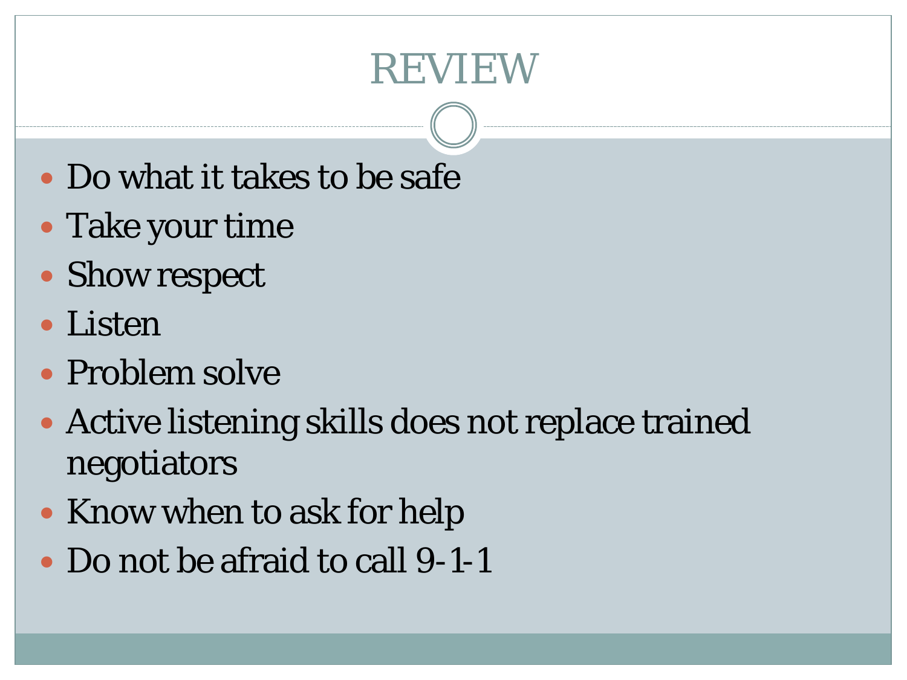# REVIEW

- Do what it takes to be safe
- Take your time
- Show respect
- Listen
- Problem solve
- Active listening skills does not replace trained negotiators
- Know when to ask for help
- Do not be afraid to call 9-1-1